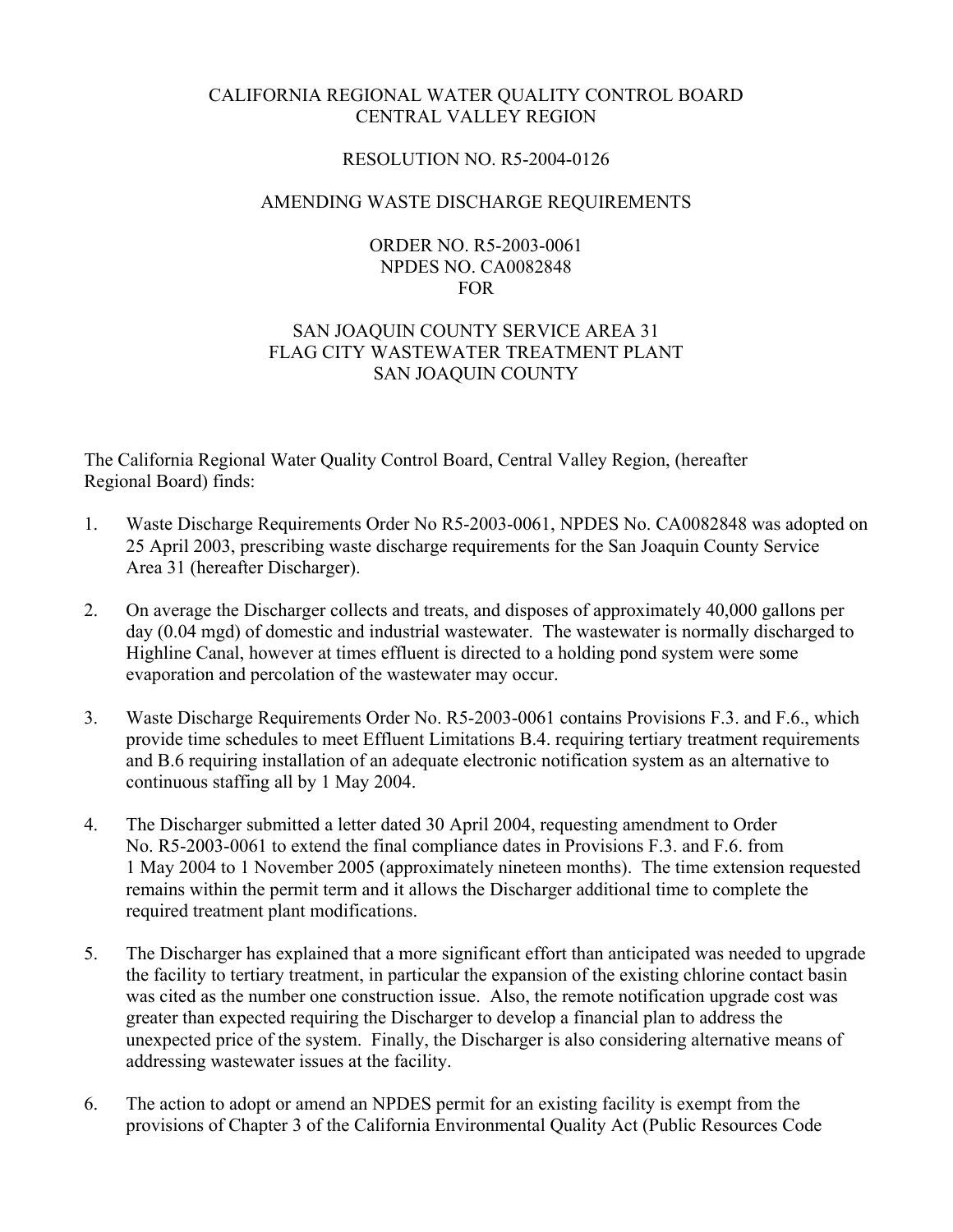CALIFORNIA REGIONAL WATER QUALITY CONTROL BOARD
CENTRAL VALLEY REGION

RESOLUTION NO. R5-2004-0126

AMENDING WASTE DISCHARGE REQUIREMENTS

ORDER NO. R5-2003-0061
NPDES NO. CA0082848
FOR

SAN JOAQUIN COUNTY SERVICE AREA 31
FLAG CITY WASTEWATER TREATMENT PLANT
SAN JOAQUIN COUNTY

The California Regional Water Quality Control Board, Central Valley Region, (hereafter Regional Board) finds:

1. Waste Discharge Requirements Order No R5-2003-0061, NPDES No. CA0082848 was adopted on 25 April 2003, prescribing waste discharge requirements for the San Joaquin County Service Area 31 (hereafter Discharger).

2. On average the Discharger collects and treats, and disposes of approximately 40,000 gallons per day (0.04 mgd) of domestic and industrial wastewater. The wastewater is normally discharged to Highline Canal, however at times effluent is directed to a holding pond system were some evaporation and percolation of the wastewater may occur.

3. Waste Discharge Requirements Order No. R5-2003-0061 contains Provisions F.3. and F.6., which provide time schedules to meet Effluent Limitations B.4. requiring tertiary treatment requirements and B.6 requiring installation of an adequate electronic notification system as an alternative to continuous staffing all by 1 May 2004.

4. The Discharger submitted a letter dated 30 April 2004, requesting amendment to Order No. R5-2003-0061 to extend the final compliance dates in Provisions F.3. and F.6. from 1 May 2004 to 1 November 2005 (approximately nineteen months). The time extension requested remains within the permit term and it allows the Discharger additional time to complete the required treatment plant modifications.

5. The Discharger has explained that a more significant effort than anticipated was needed to upgrade the facility to tertiary treatment, in particular the expansion of the existing chlorine contact basin was cited as the number one construction issue. Also, the remote notification upgrade cost was greater than expected requiring the Discharger to develop a financial plan to address the unexpected price of the system. Finally, the Discharger is also considering alternative means of addressing wastewater issues at the facility.

6. The action to adopt or amend an NPDES permit for an existing facility is exempt from the provisions of Chapter 3 of the California Environmental Quality Act (Public Resources Code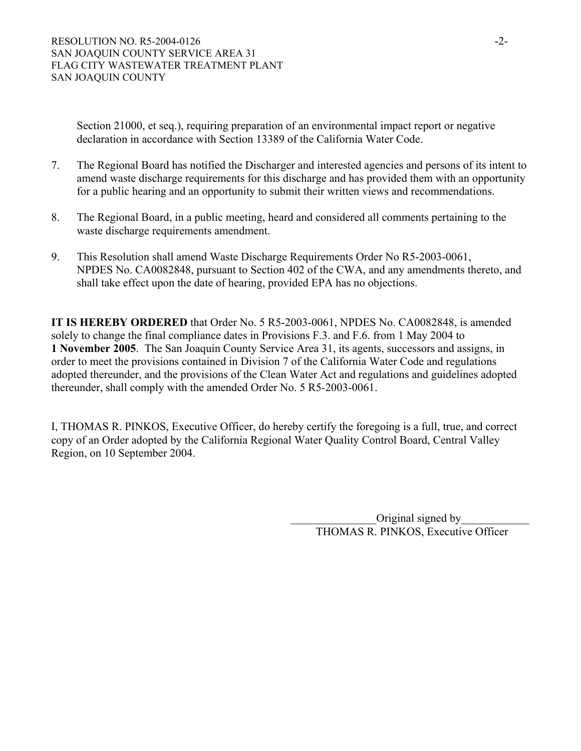Section 21000, et seq.), requiring preparation of an environmental impact report or negative declaration in accordance with Section 13389 of the California Water Code.

7. The Regional Board has notified the Discharger and interested agencies and persons of its intent to amend waste discharge requirements for this discharge and has provided them with an opportunity for a public hearing and an opportunity to submit their written views and recommendations.

8. The Regional Board, in a public meeting, heard and considered all comments pertaining to the waste discharge requirements amendment.

9. This Resolution shall amend Waste Discharge Requirements Order No R5-2003-0061, NPDES No. CA0082848, pursuant to Section 402 of the CWA, and any amendments thereto, and shall take effect upon the date of hearing, provided EPA has no objections.

**IT IS HEREBY ORDERED** that Order No. 5 R5-2003-0061, NPDES No. CA0082848, is amended solely to change the final compliance dates in Provisions F.3. and F.6. from 1 May 2004 to **1 November 2005**. The San Joaquin County Service Area 31, its agents, successors and assigns, in order to meet the provisions contained in Division 7 of the California Water Code and regulations adopted thereunder, and the provisions of the Clean Water Act and regulations and guidelines adopted thereunder, shall comply with the amended Order No. 5 R5-2003-0061.

I, THOMAS R. PINKOS, Executive Officer, do hereby certify the foregoing is a full, true, and correct copy of an Order adopted by the California Regional Water Quality Control Board, Central Valley Region, on 10 September 2004.

_______________Original signed by____________
THOMAS R. PINKOS, Executive Officer